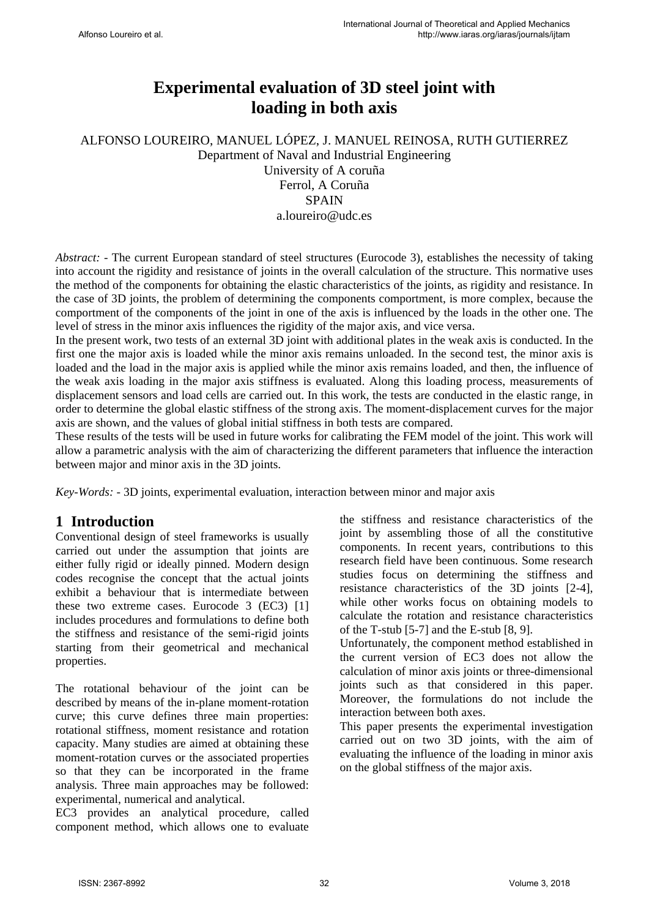# Experimental evaluation of 3D steel joint with loading in both axis

ALFONSO LOUREIRO, MANUEL LÓPEZ, J. MANUEL REINOSA, RUTH GUTIERREZ
Department of Naval and Industrial Engineering
University of A coruña
Ferrol, A Coruña
SPAIN
a.loureiro@udc.es

*Abstract:* - The current European standard of steel structures (Eurocode 3), establishes the necessity of taking into account the rigidity and resistance of joints in the overall calculation of the structure. This normative uses the method of the components for obtaining the elastic characteristics of the joints, as rigidity and resistance. In the case of 3D joints, the problem of determining the components comportment, is more complex, because the comportment of the components of the joint in one of the axis is influenced by the loads in the other one. The level of stress in the minor axis influences the rigidity of the major axis, and vice versa.

In the present work, two tests of an external 3D joint with additional plates in the weak axis is conducted. In the first one the major axis is loaded while the minor axis remains unloaded. In the second test, the minor axis is loaded and the load in the major axis is applied while the minor axis remains loaded, and then, the influence of the weak axis loading in the major axis stiffness is evaluated. Along this loading process, measurements of displacement sensors and load cells are carried out. In this work, the tests are conducted in the elastic range, in order to determine the global elastic stiffness of the strong axis. The moment-displacement curves for the major axis are shown, and the values of global initial stiffness in both tests are compared.

These results of the tests will be used in future works for calibrating the FEM model of the joint. This work will allow a parametric analysis with the aim of characterizing the different parameters that influence the interaction between major and minor axis in the 3D joints.

*Key-Words:* - 3D joints, experimental evaluation, interaction between minor and major axis

## 1 Introduction

Conventional design of steel frameworks is usually carried out under the assumption that joints are either fully rigid or ideally pinned. Modern design codes recognise the concept that the actual joints exhibit a behaviour that is intermediate between these two extreme cases. Eurocode 3 (EC3) [1] includes procedures and formulations to define both the stiffness and resistance of the semi-rigid joints starting from their geometrical and mechanical properties.

The rotational behaviour of the joint can be described by means of the in-plane moment-rotation curve; this curve defines three main properties: rotational stiffness, moment resistance and rotation capacity. Many studies are aimed at obtaining these moment-rotation curves or the associated properties so that they can be incorporated in the frame analysis. Three main approaches may be followed: experimental, numerical and analytical.

EC3 provides an analytical procedure, called component method, which allows one to evaluate the stiffness and resistance characteristics of the joint by assembling those of all the constitutive components. In recent years, contributions to this research field have been continuous. Some research studies focus on determining the stiffness and resistance characteristics of the 3D joints [2-4], while other works focus on obtaining models to calculate the rotation and resistance characteristics of the T-stub [5-7] and the E-stub [8, 9].

Unfortunately, the component method established in the current version of EC3 does not allow the calculation of minor axis joints or three-dimensional joints such as that considered in this paper. Moreover, the formulations do not include the interaction between both axes.

This paper presents the experimental investigation carried out on two 3D joints, with the aim of evaluating the influence of the loading in minor axis on the global stiffness of the major axis.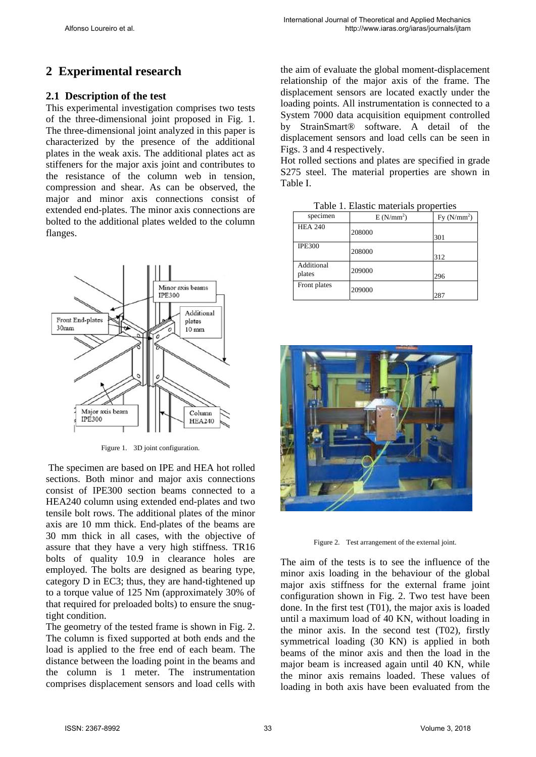## 2 Experimental research

### 2.1 Description of the test

This experimental investigation comprises two tests of the three-dimensional joint proposed in Fig. 1. The three-dimensional joint analyzed in this paper is characterized by the presence of the additional plates in the weak axis. The additional plates act as stiffeners for the major axis joint and contributes to the resistance of the column web in tension, compression and shear. As can be observed, the major and minor axis connections consist of extended end-plates. The minor axis connections are bolted to the additional plates welded to the column flanges.

Figure 1. 3D joint configuration.

The specimen are based on IPE and HEA hot rolled sections. Both minor and major axis connections consist of IPE300 section beams connected to a HEA240 column using extended end-plates and two tensile bolt rows. The additional plates of the minor axis are 10 mm thick. End-plates of the beams are 30 mm thick in all cases, with the objective of assure that they have a very high stiffness. TR16 bolts of quality 10.9 in clearance holes are employed. The bolts are designed as bearing type, category D in EC3; thus, they are hand-tightened up to a torque value of 125 Nm (approximately 30% of that required for preloaded bolts) to ensure the snug-tight condition.

The geometry of the tested frame is shown in Fig. 2. The column is fixed supported at both ends and the load is applied to the free end of each beam. The distance between the loading point in the beams and the column is 1 meter. The instrumentation comprises displacement sensors and load cells with the aim of evaluate the global moment-displacement relationship of the major axis of the frame. The displacement sensors are located exactly under the loading points. All instrumentation is connected to a System 7000 data acquisition equipment controlled by StrainSmart® software. A detail of the displacement sensors and load cells can be seen in Figs. 3 and 4 respectively.

Hot rolled sections and plates are specified in grade S275 steel. The material properties are shown in Table I.

Table 1. Elastic materials properties

| specimen | E (N/mm$^2$) | Fy (N/mm$^2$) |
|---|---|---|
| HEA 240 | 208000 | 301 |
| IPE300 | 208000 | 312 |
| Additional plates | 209000 | 296 |
| Front plates | 209000 | 287 |

Figure 2. Test arrangement of the external joint.

The aim of the tests is to see the influence of the minor axis loading in the behaviour of the global major axis stiffness for the external frame joint configuration shown in Fig. 2. Two test have been done. In the first test (T01), the major axis is loaded until a maximum load of 40 KN, without loading in the minor axis. In the second test (T02), firstly symmetrical loading (30 KN) is applied in both beams of the minor axis and then the load in the major beam is increased again until 40 KN, while the minor axis remains loaded. These values of loading in both axis have been evaluated from the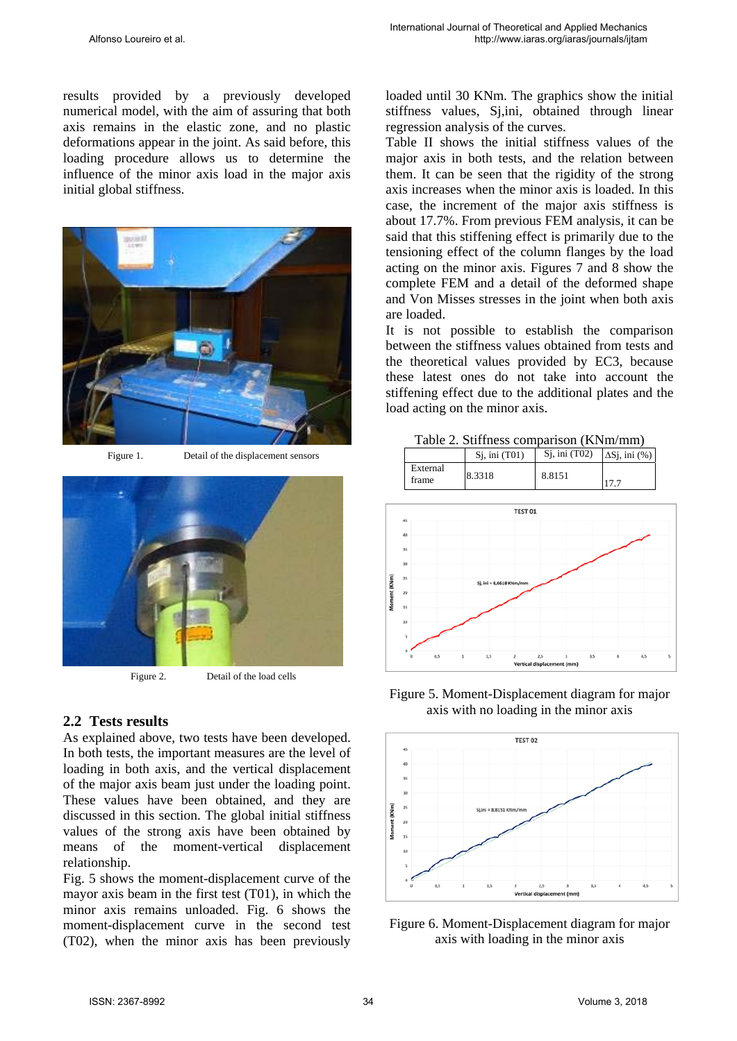results provided by a previously developed numerical model, with the aim of assuring that both axis remains in the elastic zone, and no plastic deformations appear in the joint. As said before, this loading procedure allows us to determine the influence of the minor axis load in the major axis initial global stiffness.

Figure 1. Detail of the displacement sensors

Figure 2. Detail of the load cells

## 2.2 Tests results

As explained above, two tests have been developed. In both tests, the important measures are the level of loading in both axis, and the vertical displacement of the major axis beam just under the loading point. These values have been obtained, and they are discussed in this section. The global initial stiffness values of the strong axis have been obtained by means of the moment-vertical displacement relationship.

Fig. 5 shows the moment-displacement curve of the mayor axis beam in the first test (T01), in which the minor axis remains unloaded. Fig. 6 shows the moment-displacement curve in the second test (T02), when the minor axis has been previously loaded until 30 KNm. The graphics show the initial stiffness values, Sj,ini, obtained through linear regression analysis of the curves.

Table II shows the initial stiffness values of the major axis in both tests, and the relation between them. It can be seen that the rigidity of the strong axis increases when the minor axis is loaded. In this case, the increment of the major axis stiffness is about 17.7%. From previous FEM analysis, it can be said that this stiffening effect is primarily due to the tensioning effect of the column flanges by the load acting on the minor axis. Figures 7 and 8 show the complete FEM and a detail of the deformed shape and Von Misses stresses in the joint when both axis are loaded.

It is not possible to establish the comparison between the stiffness values obtained from tests and the theoretical values provided by EC3, because these latest ones do not take into account the stiffening effect due to the additional plates and the load acting on the minor axis.

Table 2. Stiffness comparison (KNm/mm)

| | Sj, ini (T01) | Sj, ini (T02) | ΔSj, ini (%) |
|---|---|---|---|
| External frame | 8.3318 | 8.8151 | 17.7 |

Figure 5. Moment-Displacement diagram for major axis with no loading in the minor axis

Figure 6. Moment-Displacement diagram for major axis with loading in the minor axis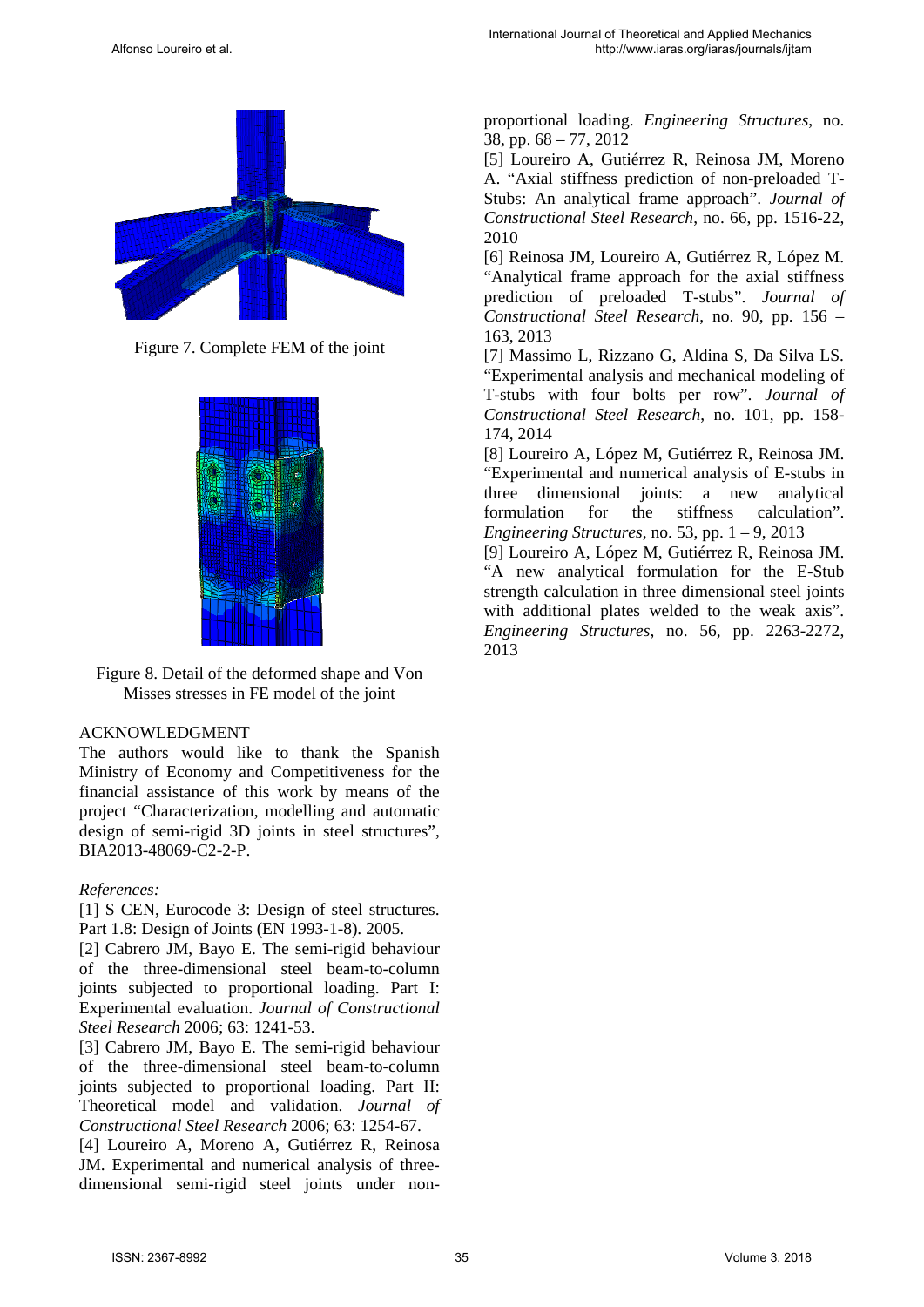Figure 7. Complete FEM of the joint

Figure 8. Detail of the deformed shape and Von Misses stresses in FE model of the joint

ACKNOWLEDGMENT

The authors would like to thank the Spanish Ministry of Economy and Competitiveness for the financial assistance of this work by means of the project "Characterization, modelling and automatic design of semi-rigid 3D joints in steel structures", BIA2013-48069-C2-2-P.

*References:*

[1] S CEN, Eurocode 3: Design of steel structures. Part 1.8: Design of Joints (EN 1993-1-8). 2005.

[2] Cabrero JM, Bayo E. The semi-rigid behaviour of the three-dimensional steel beam-to-column joints subjected to proportional loading. Part I: Experimental evaluation. *Journal of Constructional Steel Research* 2006; 63: 1241-53.

[3] Cabrero JM, Bayo E. The semi-rigid behaviour of the three-dimensional steel beam-to-column joints subjected to proportional loading. Part II: Theoretical model and validation. *Journal of Constructional Steel Research* 2006; 63: 1254-67.

[4] Loureiro A, Moreno A, Gutiérrez R, Reinosa JM. Experimental and numerical analysis of three-dimensional semi-rigid steel joints under non-proportional loading. *Engineering Structures*, no. 38, pp. 68 – 77, 2012

[5] Loureiro A, Gutiérrez R, Reinosa JM, Moreno A. "Axial stiffness prediction of non-preloaded T-Stubs: An analytical frame approach". *Journal of Constructional Steel Research*, no. 66, pp. 1516-22, 2010

[6] Reinosa JM, Loureiro A, Gutiérrez R, López M. "Analytical frame approach for the axial stiffness prediction of preloaded T-stubs". *Journal of Constructional Steel Research*, no. 90, pp. 156 – 163, 2013

[7] Massimo L, Rizzano G, Aldina S, Da Silva LS. "Experimental analysis and mechanical modeling of T-stubs with four bolts per row". *Journal of Constructional Steel Research*, no. 101, pp. 158-174, 2014

[8] Loureiro A, López M, Gutiérrez R, Reinosa JM. "Experimental and numerical analysis of E-stubs in three dimensional joints: a new analytical formulation for the stiffness calculation". *Engineering Structures*, no. 53, pp. 1 – 9, 2013

[9] Loureiro A, López M, Gutiérrez R, Reinosa JM. "A new analytical formulation for the E-Stub strength calculation in three dimensional steel joints with additional plates welded to the weak axis". *Engineering Structures*, no. 56, pp. 2263-2272, 2013